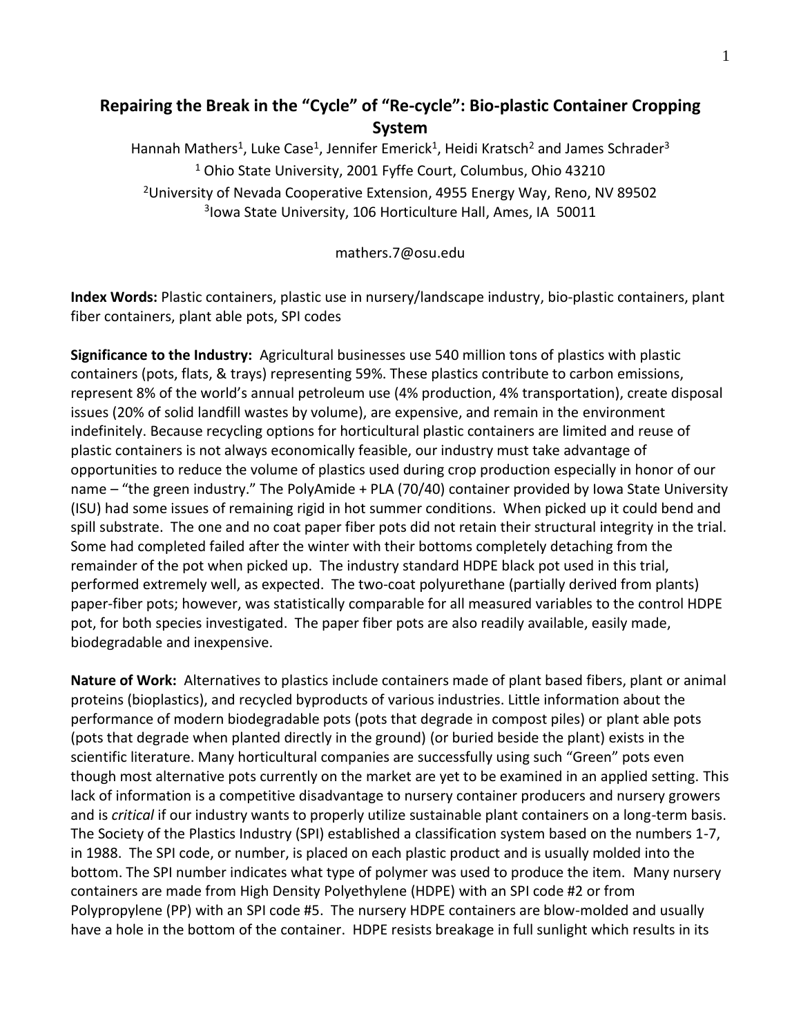# Repairing the Break in the "Cycle" of "Re-cycle": Bio-plastic Container Cropping System

Hannah Mathers[1], Luke Case[1], Jennifer Emerick[1], Heidi Kratsch[2] and James Schrader[3]

[1] Ohio State University, 2001 Fyffe Court, Columbus, Ohio 43210

[2]University of Nevada Cooperative Extension, 4955 Energy Way, Reno, NV 89502

[3]Iowa State University, 106 Horticulture Hall, Ames, IA 50011

mathers.7@osu.edu

**Index Words:** Plastic containers, plastic use in nursery/landscape industry, bio-plastic containers, plant fiber containers, plant able pots, SPI codes

**Significance to the Industry:** Agricultural businesses use 540 million tons of plastics with plastic containers (pots, flats, & trays) representing 59%. These plastics contribute to carbon emissions, represent 8% of the world's annual petroleum use (4% production, 4% transportation), create disposal issues (20% of solid landfill wastes by volume), are expensive, and remain in the environment indefinitely. Because recycling options for horticultural plastic containers are limited and reuse of plastic containers is not always economically feasible, our industry must take advantage of opportunities to reduce the volume of plastics used during crop production especially in honor of our name – "the green industry." The PolyAmide + PLA (70/40) container provided by Iowa State University (ISU) had some issues of remaining rigid in hot summer conditions. When picked up it could bend and spill substrate. The one and no coat paper fiber pots did not retain their structural integrity in the trial. Some had completed failed after the winter with their bottoms completely detaching from the remainder of the pot when picked up. The industry standard HDPE black pot used in this trial, performed extremely well, as expected. The two-coat polyurethane (partially derived from plants) paper-fiber pots; however, was statistically comparable for all measured variables to the control HDPE pot, for both species investigated. The paper fiber pots are also readily available, easily made, biodegradable and inexpensive.

**Nature of Work:** Alternatives to plastics include containers made of plant based fibers, plant or animal proteins (bioplastics), and recycled byproducts of various industries. Little information about the performance of modern biodegradable pots (pots that degrade in compost piles) or plant able pots (pots that degrade when planted directly in the ground) (or buried beside the plant) exists in the scientific literature. Many horticultural companies are successfully using such "Green" pots even though most alternative pots currently on the market are yet to be examined in an applied setting. This lack of information is a competitive disadvantage to nursery container producers and nursery growers and is *critical* if our industry wants to properly utilize sustainable plant containers on a long-term basis. The Society of the Plastics Industry (SPI) established a classification system based on the numbers 1-7, in 1988. The SPI code, or number, is placed on each plastic product and is usually molded into the bottom. The SPI number indicates what type of polymer was used to produce the item. Many nursery containers are made from High Density Polyethylene (HDPE) with an SPI code #2 or from Polypropylene (PP) with an SPI code #5. The nursery HDPE containers are blow-molded and usually have a hole in the bottom of the container. HDPE resists breakage in full sunlight which results in its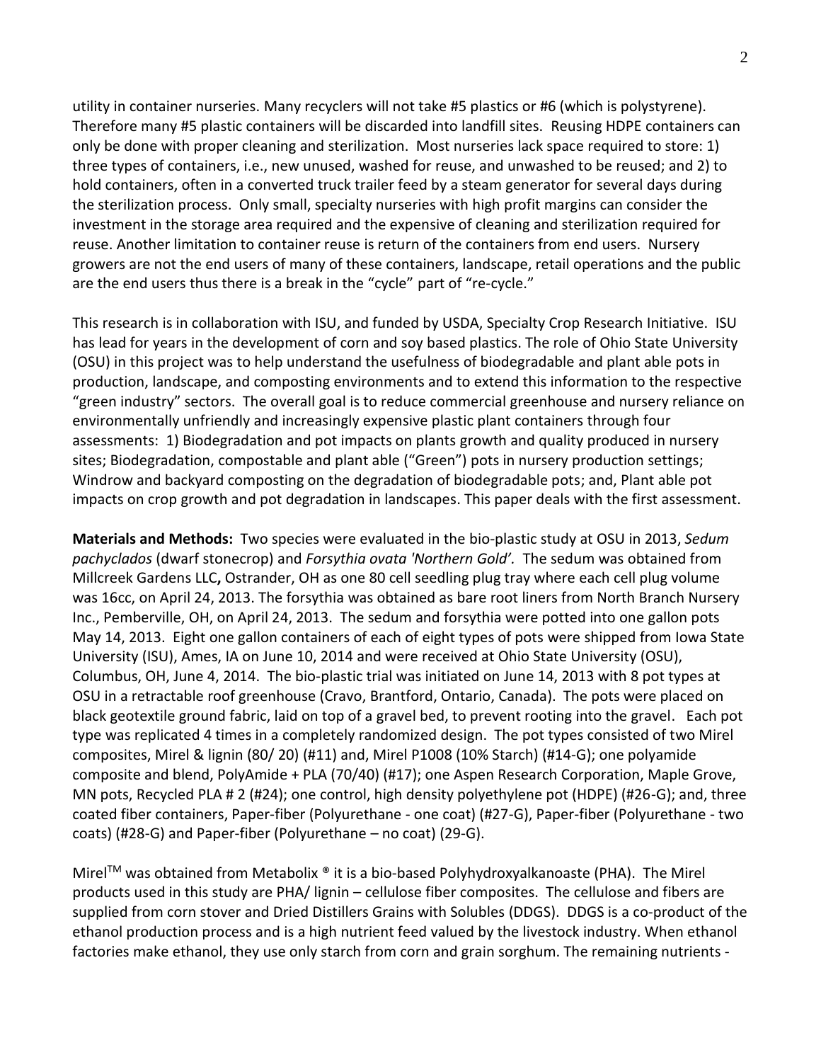utility in container nurseries. Many recyclers will not take #5 plastics or #6 (which is polystyrene). Therefore many #5 plastic containers will be discarded into landfill sites. Reusing HDPE containers can only be done with proper cleaning and sterilization. Most nurseries lack space required to store: 1) three types of containers, i.e., new unused, washed for reuse, and unwashed to be reused; and 2) to hold containers, often in a converted truck trailer feed by a steam generator for several days during the sterilization process. Only small, specialty nurseries with high profit margins can consider the investment in the storage area required and the expensive of cleaning and sterilization required for reuse. Another limitation to container reuse is return of the containers from end users. Nursery growers are not the end users of many of these containers, landscape, retail operations and the public are the end users thus there is a break in the "cycle" part of "re-cycle."

This research is in collaboration with ISU, and funded by USDA, Specialty Crop Research Initiative. ISU has lead for years in the development of corn and soy based plastics. The role of Ohio State University (OSU) in this project was to help understand the usefulness of biodegradable and plant able pots in production, landscape, and composting environments and to extend this information to the respective "green industry" sectors. The overall goal is to reduce commercial greenhouse and nursery reliance on environmentally unfriendly and increasingly expensive plastic plant containers through four assessments: 1) Biodegradation and pot impacts on plants growth and quality produced in nursery sites; Biodegradation, compostable and plant able ("Green") pots in nursery production settings; Windrow and backyard composting on the degradation of biodegradable pots; and, Plant able pot impacts on crop growth and pot degradation in landscapes. This paper deals with the first assessment.

**Materials and Methods:** Two species were evaluated in the bio-plastic study at OSU in 2013, *Sedum pachyclados* (dwarf stonecrop) and *Forsythia ovata 'Northern Gold'.* The sedum was obtained from Millcreek Gardens LLC**,** Ostrander, OH as one 80 cell seedling plug tray where each cell plug volume was 16cc, on April 24, 2013. The forsythia was obtained as bare root liners from North Branch Nursery Inc., Pemberville, OH, on April 24, 2013. The sedum and forsythia were potted into one gallon pots May 14, 2013. Eight one gallon containers of each of eight types of pots were shipped from Iowa State University (ISU), Ames, IA on June 10, 2014 and were received at Ohio State University (OSU), Columbus, OH, June 4, 2014. The bio-plastic trial was initiated on June 14, 2013 with 8 pot types at OSU in a retractable roof greenhouse (Cravo, Brantford, Ontario, Canada). The pots were placed on black geotextile ground fabric, laid on top of a gravel bed, to prevent rooting into the gravel. Each pot type was replicated 4 times in a completely randomized design. The pot types consisted of two Mirel composites, Mirel & lignin (80/ 20) (#11) and, Mirel P1008 (10% Starch) (#14-G); one polyamide composite and blend, PolyAmide + PLA (70/40) (#17); one Aspen Research Corporation, Maple Grove, MN pots, Recycled PLA # 2 (#24); one control, high density polyethylene pot (HDPE) (#26-G); and, three coated fiber containers, Paper-fiber (Polyurethane - one coat) (#27-G), Paper-fiber (Polyurethane - two coats) (#28-G) and Paper-fiber (Polyurethane – no coat) (29-G).

Mirel™ was obtained from Metabolix ® it is a bio-based Polyhydroxyalkanoaste (PHA). The Mirel products used in this study are PHA/ lignin – cellulose fiber composites. The cellulose and fibers are supplied from corn stover and Dried Distillers Grains with Solubles (DDGS). DDGS is a co-product of the ethanol production process and is a high nutrient feed valued by the livestock industry. When ethanol factories make ethanol, they use only starch from corn and grain sorghum. The remaining nutrients -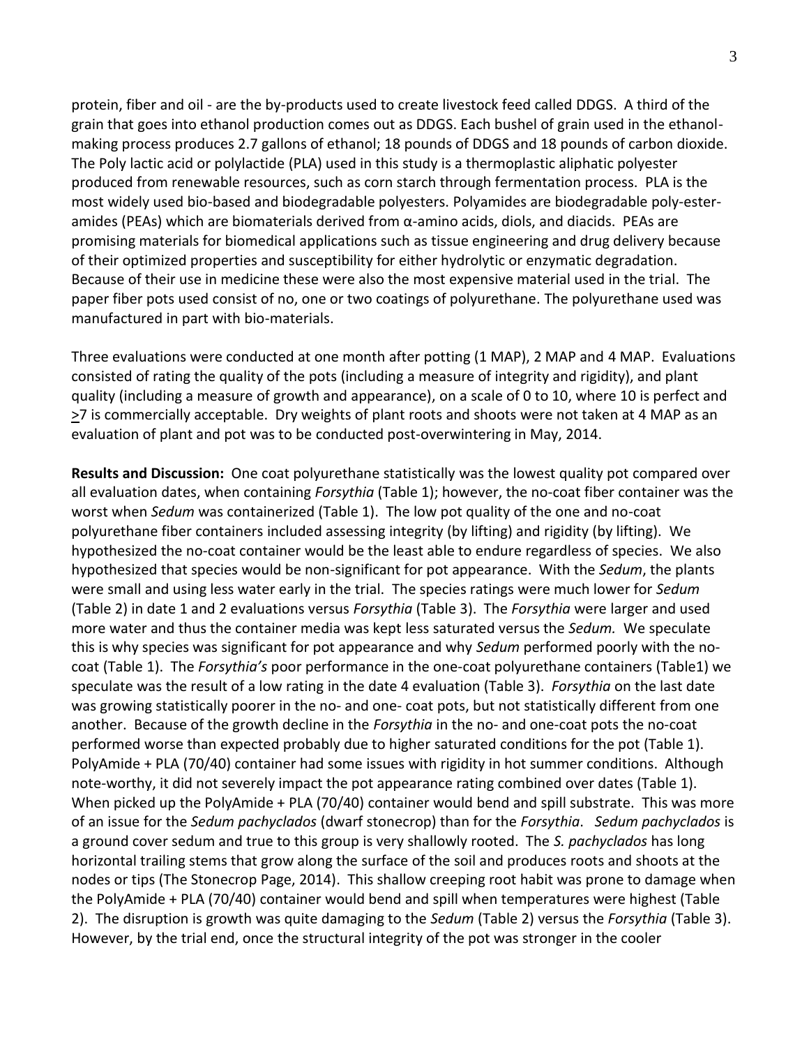protein, fiber and oil - are the by-products used to create livestock feed called DDGS. A third of the grain that goes into ethanol production comes out as DDGS. Each bushel of grain used in the ethanol-making process produces 2.7 gallons of ethanol; 18 pounds of DDGS and 18 pounds of carbon dioxide. The Poly lactic acid or polylactide (PLA) used in this study is a thermoplastic aliphatic polyester produced from renewable resources, such as corn starch through fermentation process. PLA is the most widely used bio-based and biodegradable polyesters. Polyamides are biodegradable poly-ester-amides (PEAs) which are biomaterials derived from α-amino acids, diols, and diacids. PEAs are promising materials for biomedical applications such as tissue engineering and drug delivery because of their optimized properties and susceptibility for either hydrolytic or enzymatic degradation. Because of their use in medicine these were also the most expensive material used in the trial. The paper fiber pots used consist of no, one or two coatings of polyurethane. The polyurethane used was manufactured in part with bio-materials.

Three evaluations were conducted at one month after potting (1 MAP), 2 MAP and 4 MAP. Evaluations consisted of rating the quality of the pots (including a measure of integrity and rigidity), and plant quality (including a measure of growth and appearance), on a scale of 0 to 10, where 10 is perfect and $\geq$7 is commercially acceptable. Dry weights of plant roots and shoots were not taken at 4 MAP as an evaluation of plant and pot was to be conducted post-overwintering in May, 2014.

**Results and Discussion:** One coat polyurethane statistically was the lowest quality pot compared over all evaluation dates, when containing *Forsythia* (Table 1); however, the no-coat fiber container was the worst when *Sedum* was containerized (Table 1). The low pot quality of the one and no-coat polyurethane fiber containers included assessing integrity (by lifting) and rigidity (by lifting). We hypothesized the no-coat container would be the least able to endure regardless of species. We also hypothesized that species would be non-significant for pot appearance. With the *Sedum*, the plants were small and using less water early in the trial. The species ratings were much lower for *Sedum* (Table 2) in date 1 and 2 evaluations versus *Forsythia* (Table 3). The *Forsythia* were larger and used more water and thus the container media was kept less saturated versus the *Sedum.* We speculate this is why species was significant for pot appearance and why *Sedum* performed poorly with the no-coat (Table 1). The *Forsythia's* poor performance in the one-coat polyurethane containers (Table1) we speculate was the result of a low rating in the date 4 evaluation (Table 3). *Forsythia* on the last date was growing statistically poorer in the no- and one- coat pots, but not statistically different from one another. Because of the growth decline in the *Forsythia* in the no- and one-coat pots the no-coat performed worse than expected probably due to higher saturated conditions for the pot (Table 1). PolyAmide + PLA (70/40) container had some issues with rigidity in hot summer conditions. Although note-worthy, it did not severely impact the pot appearance rating combined over dates (Table 1). When picked up the PolyAmide + PLA (70/40) container would bend and spill substrate. This was more of an issue for the *Sedum pachyclados* (dwarf stonecrop) than for the *Forsythia*. *Sedum pachyclados* is a ground cover sedum and true to this group is very shallowly rooted. The *S. pachyclados* has long horizontal trailing stems that grow along the surface of the soil and produces roots and shoots at the nodes or tips (The Stonecrop Page, 2014). This shallow creeping root habit was prone to damage when the PolyAmide + PLA (70/40) container would bend and spill when temperatures were highest (Table 2). The disruption is growth was quite damaging to the *Sedum* (Table 2) versus the *Forsythia* (Table 3). However, by the trial end, once the structural integrity of the pot was stronger in the cooler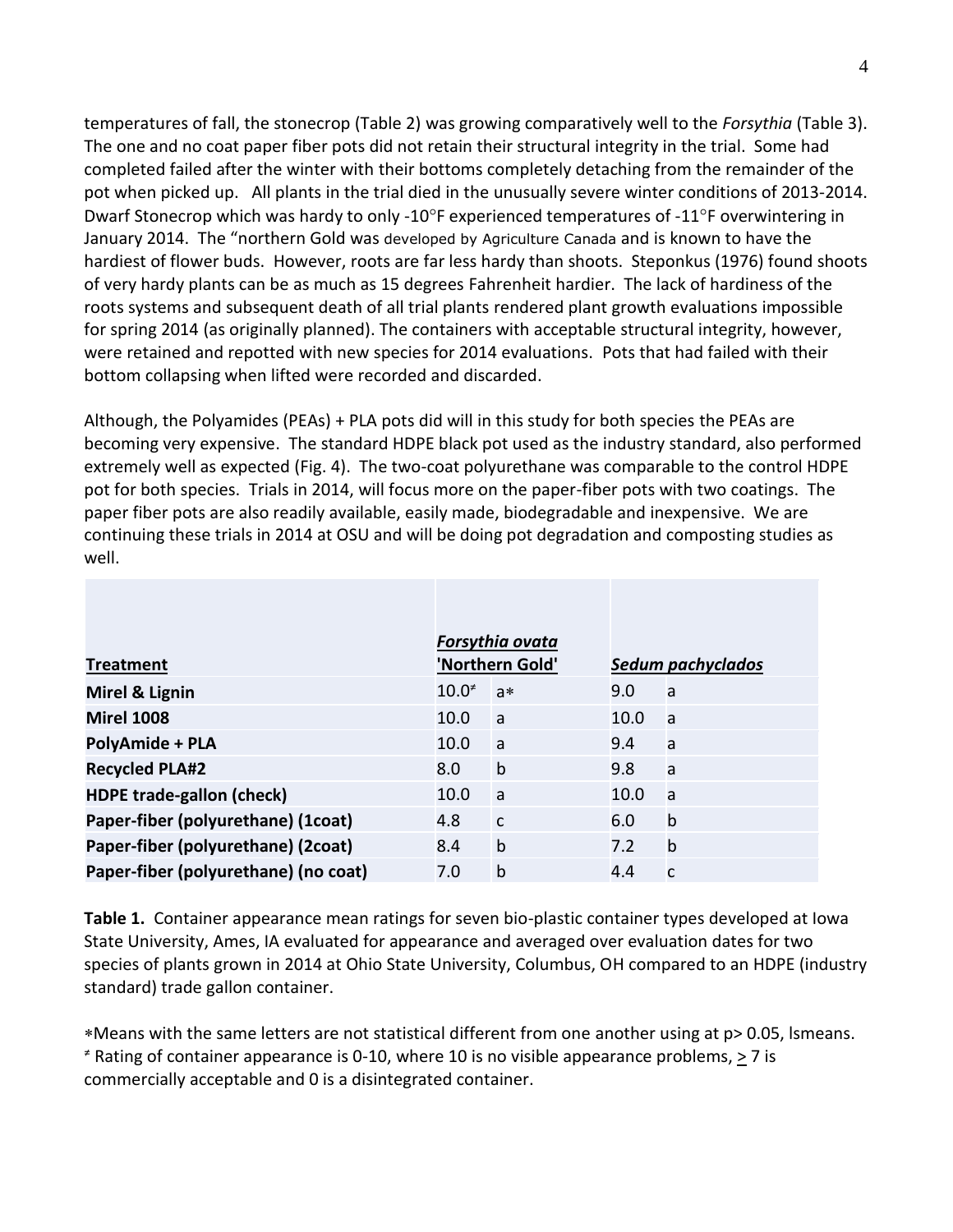temperatures of fall, the stonecrop (Table 2) was growing comparatively well to the *Forsythia* (Table 3). The one and no coat paper fiber pots did not retain their structural integrity in the trial. Some had completed failed after the winter with their bottoms completely detaching from the remainder of the pot when picked up. All plants in the trial died in the unusually severe winter conditions of 2013-2014. Dwarf Stonecrop which was hardy to only -10°F experienced temperatures of -11°F overwintering in January 2014. The "northern Gold was developed by Agriculture Canada and is known to have the hardiest of flower buds. However, roots are far less hardy than shoots. Steponkus (1976) found shoots of very hardy plants can be as much as 15 degrees Fahrenheit hardier. The lack of hardiness of the roots systems and subsequent death of all trial plants rendered plant growth evaluations impossible for spring 2014 (as originally planned). The containers with acceptable structural integrity, however, were retained and repotted with new species for 2014 evaluations. Pots that had failed with their bottom collapsing when lifted were recorded and discarded.

Although, the Polyamides (PEAs) + PLA pots did will in this study for both species the PEAs are becoming very expensive. The standard HDPE black pot used as the industry standard, also performed extremely well as expected (Fig. 4). The two-coat polyurethane was comparable to the control HDPE pot for both species. Trials in 2014, will focus more on the paper-fiber pots with two coatings. The paper fiber pots are also readily available, easily made, biodegradable and inexpensive. We are continuing these trials in 2014 at OSU and will be doing pot degradation and composting studies as well.

| **Treatment** | ***Forsythia ovata* 'Northern Gold'** | | ***Sedum pachyclados*** | |
|---|---|---|---|---|
| **Mirel & Lignin** | 10.0≠ | a* | 9.0 | a |
| **Mirel 1008** | 10.0 | a | 10.0 | a |
| **PolyAmide + PLA** | 10.0 | a | 9.4 | a |
| **Recycled PLA#2** | 8.0 | b | 9.8 | a |
| **HDPE trade-gallon (check)** | 10.0 | a | 10.0 | a |
| **Paper-fiber (polyurethane) (1coat)** | 4.8 | c | 6.0 | b |
| **Paper-fiber (polyurethane) (2coat)** | 8.4 | b | 7.2 | b |
| **Paper-fiber (polyurethane) (no coat)** | 7.0 | b | 4.4 | c |

**Table 1.** Container appearance mean ratings for seven bio-plastic container types developed at Iowa State University, Ames, IA evaluated for appearance and averaged over evaluation dates for two species of plants grown in 2014 at Ohio State University, Columbus, OH compared to an HDPE (industry standard) trade gallon container.

*Means with the same letters are not statistical different from one another using at $p > 0.05$, lsmeans.
≠ Rating of container appearance is 0-10, where 10 is no visible appearance problems, $\geq 7$ is commercially acceptable and 0 is a disintegrated container.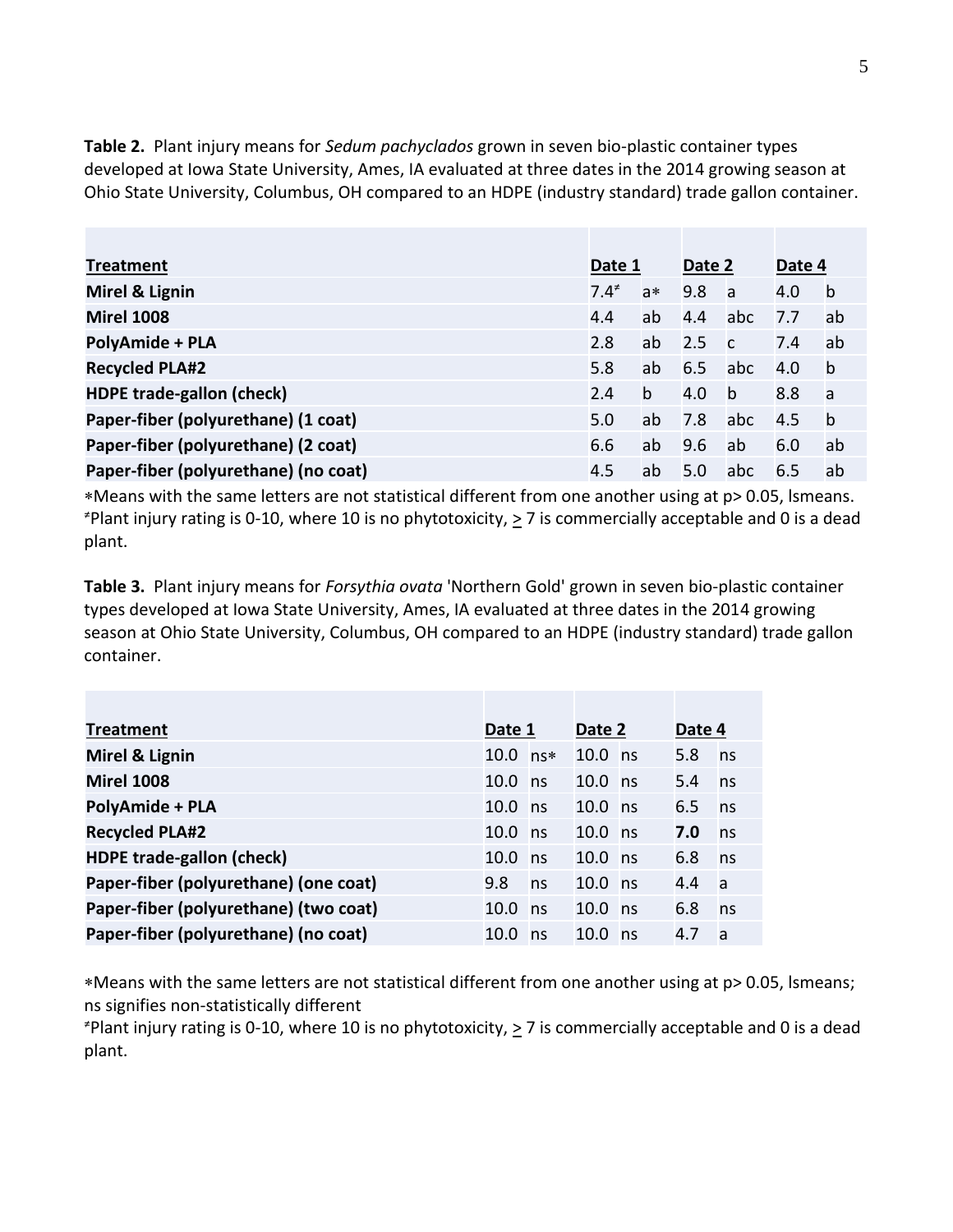**Table 2.** Plant injury means for *Sedum pachyclados* grown in seven bio-plastic container types developed at Iowa State University, Ames, IA evaluated at three dates in the 2014 growing season at Ohio State University, Columbus, OH compared to an HDPE (industry standard) trade gallon container.

| Treatment | Date 1 | | Date 2 | | Date 4 | |
|---|---|---|---|---|---|---|
| **Mirel & Lignin** | 7.4≠ | a∗ | 9.8 | a | 4.0 | b |
| **Mirel 1008** | 4.4 | ab | 4.4 | abc | 7.7 | ab |
| **PolyAmide + PLA** | 2.8 | ab | 2.5 | c | 7.4 | ab |
| **Recycled PLA#2** | 5.8 | ab | 6.5 | abc | 4.0 | b |
| **HDPE trade-gallon (check)** | 2.4 | b | 4.0 | b | 8.8 | a |
| **Paper-fiber (polyurethane) (1 coat)** | 5.0 | ab | 7.8 | abc | 4.5 | b |
| **Paper-fiber (polyurethane) (2 coat)** | 6.6 | ab | 9.6 | ab | 6.0 | ab |
| **Paper-fiber (polyurethane) (no coat)** | 4.5 | ab | 5.0 | abc | 6.5 | ab |

∗Means with the same letters are not statistical different from one another using at p> 0.05, lsmeans.
≠Plant injury rating is 0-10, where 10 is no phytotoxicity, $\geq$ 7 is commercially acceptable and 0 is a dead plant.

**Table 3.** Plant injury means for *Forsythia ovata* 'Northern Gold' grown in seven bio-plastic container types developed at Iowa State University, Ames, IA evaluated at three dates in the 2014 growing season at Ohio State University, Columbus, OH compared to an HDPE (industry standard) trade gallon container.

| Treatment | Date 1 | | Date 2 | | Date 4 | |
|---|---|---|---|---|---|---|
| **Mirel & Lignin** | 10.0 | ns∗ | 10.0 | ns | 5.8 | ns |
| **Mirel 1008** | 10.0 | ns | 10.0 | ns | 5.4 | ns |
| **PolyAmide + PLA** | 10.0 | ns | 10.0 | ns | 6.5 | ns |
| **Recycled PLA#2** | 10.0 | ns | 10.0 | ns | **7.0** | ns |
| **HDPE trade-gallon (check)** | 10.0 | ns | 10.0 | ns | 6.8 | ns |
| **Paper-fiber (polyurethane) (one coat)** | 9.8 | ns | 10.0 | ns | 4.4 | a |
| **Paper-fiber (polyurethane) (two coat)** | 10.0 | ns | 10.0 | ns | 6.8 | ns |
| **Paper-fiber (polyurethane) (no coat)** | 10.0 | ns | 10.0 | ns | 4.7 | a |

∗Means with the same letters are not statistical different from one another using at p> 0.05, lsmeans; ns signifies non-statistically different
≠Plant injury rating is 0-10, where 10 is no phytotoxicity, $\geq$ 7 is commercially acceptable and 0 is a dead plant.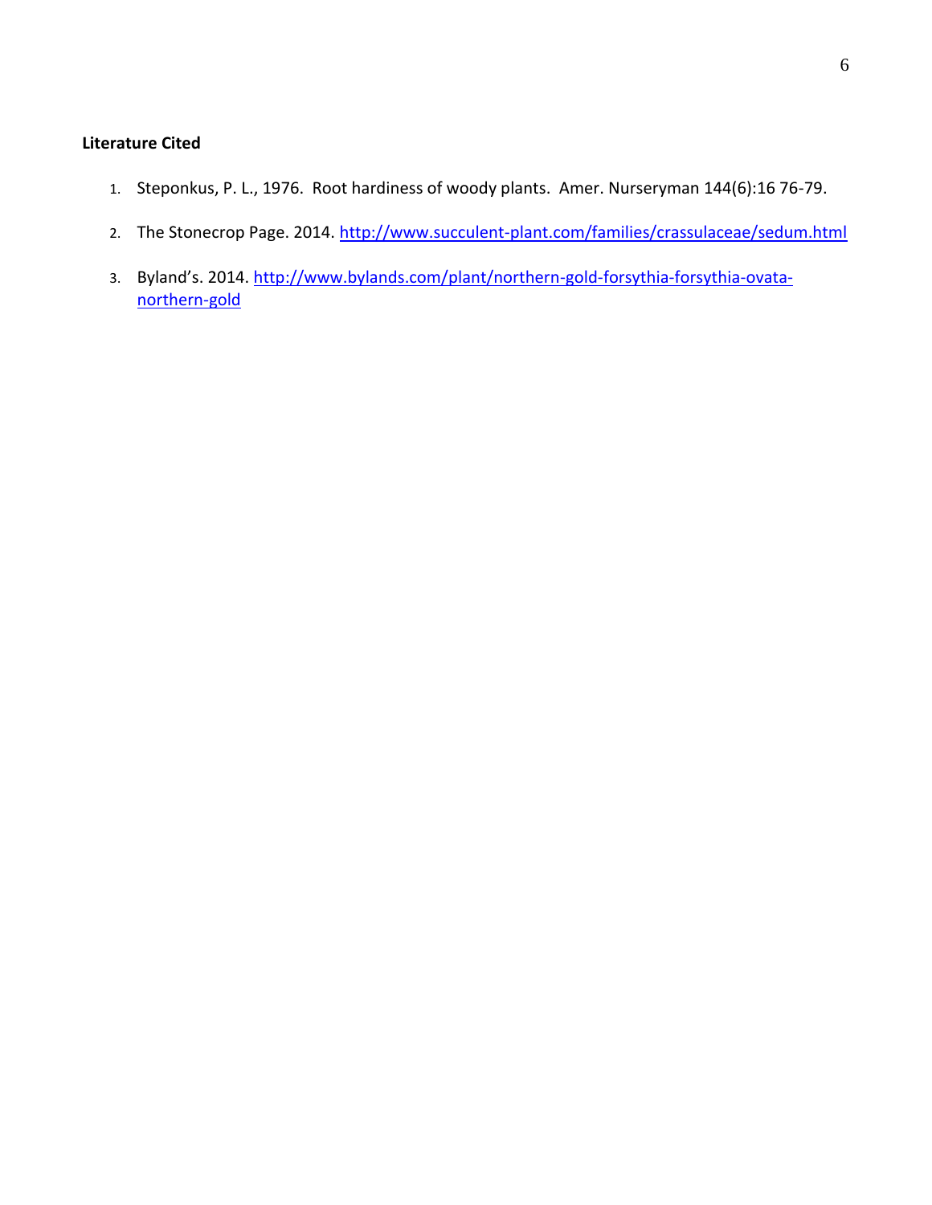**Literature Cited**

1. Steponkus, P. L., 1976. Root hardiness of woody plants. Amer. Nurseryman 144(6):16 76-79.
2. The Stonecrop Page. 2014. http://www.succulent-plant.com/families/crassulaceae/sedum.html
3. Byland's. 2014. http://www.bylands.com/plant/northern-gold-forsythia-forsythia-ovata-northern-gold